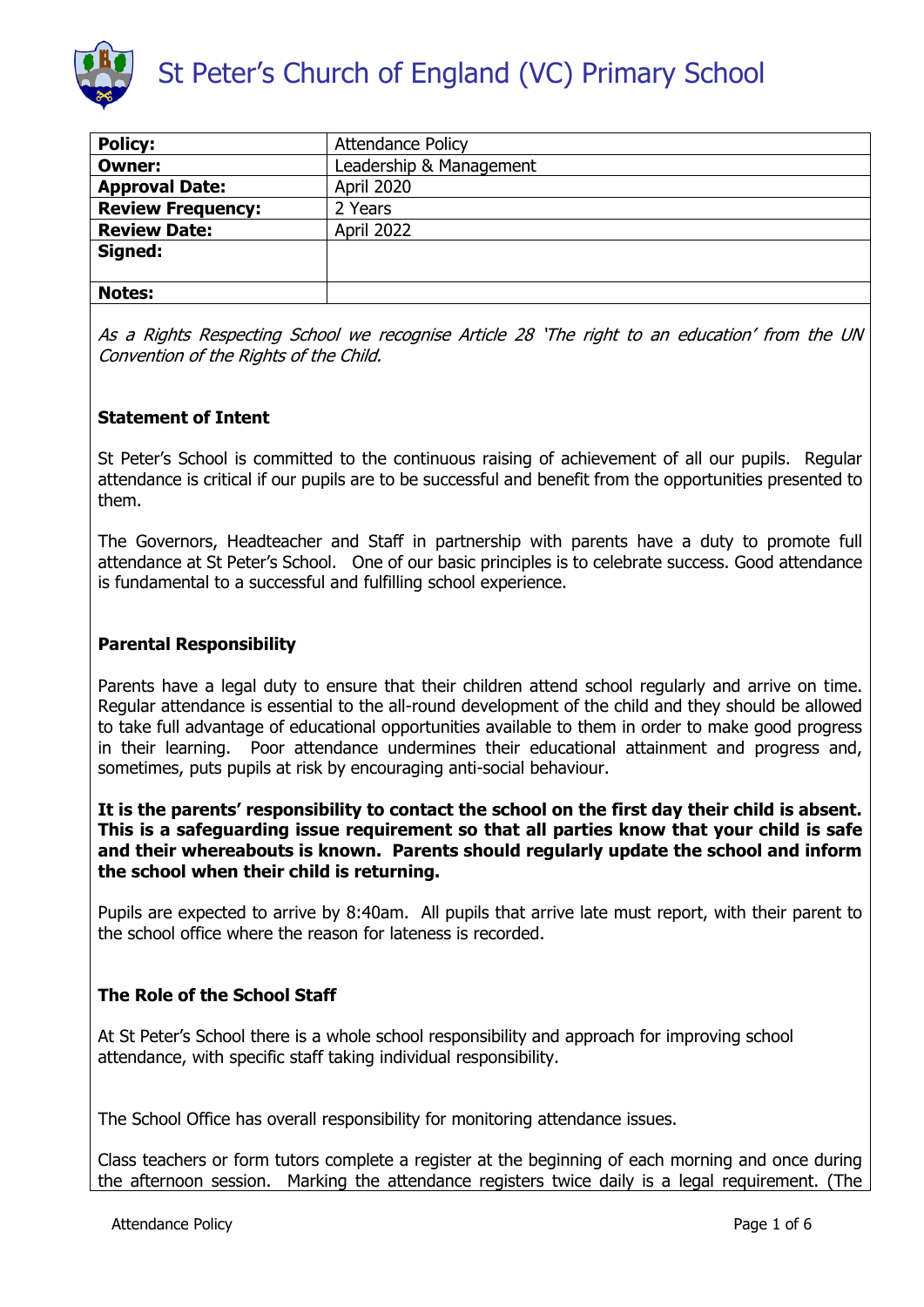# St Peter's Church of England (VC) Primary School

| Policy: | Attendance Policy |
|---|---|
| **Owner:** | Leadership & Management |
| **Approval Date:** | April 2020 |
| **Review Frequency:** | 2 Years |
| **Review Date:** | April 2022 |
| **Signed:** | |
| **Notes:** | |

*As a Rights Respecting School we recognise Article 28 'The right to an education' from the UN Convention of the Rights of the Child.*

**Statement of Intent**

St Peter's School is committed to the continuous raising of achievement of all our pupils. Regular attendance is critical if our pupils are to be successful and benefit from the opportunities presented to them.

The Governors, Headteacher and Staff in partnership with parents have a duty to promote full attendance at St Peter's School. One of our basic principles is to celebrate success. Good attendance is fundamental to a successful and fulfilling school experience.

**Parental Responsibility**

Parents have a legal duty to ensure that their children attend school regularly and arrive on time. Regular attendance is essential to the all-round development of the child and they should be allowed to take full advantage of educational opportunities available to them in order to make good progress in their learning. Poor attendance undermines their educational attainment and progress and, sometimes, puts pupils at risk by encouraging anti-social behaviour.

**It is the parents' responsibility to contact the school on the first day their child is absent. This is a safeguarding issue requirement so that all parties know that your child is safe and their whereabouts is known. Parents should regularly update the school and inform the school when their child is returning.**

Pupils are expected to arrive by 8:40am. All pupils that arrive late must report, with their parent to the school office where the reason for lateness is recorded.

**The Role of the School Staff**

At St Peter's School there is a whole school responsibility and approach for improving school attendance, with specific staff taking individual responsibility.

The School Office has overall responsibility for monitoring attendance issues.

Class teachers or form tutors complete a register at the beginning of each morning and once during the afternoon session. Marking the attendance registers twice daily is a legal requirement. (The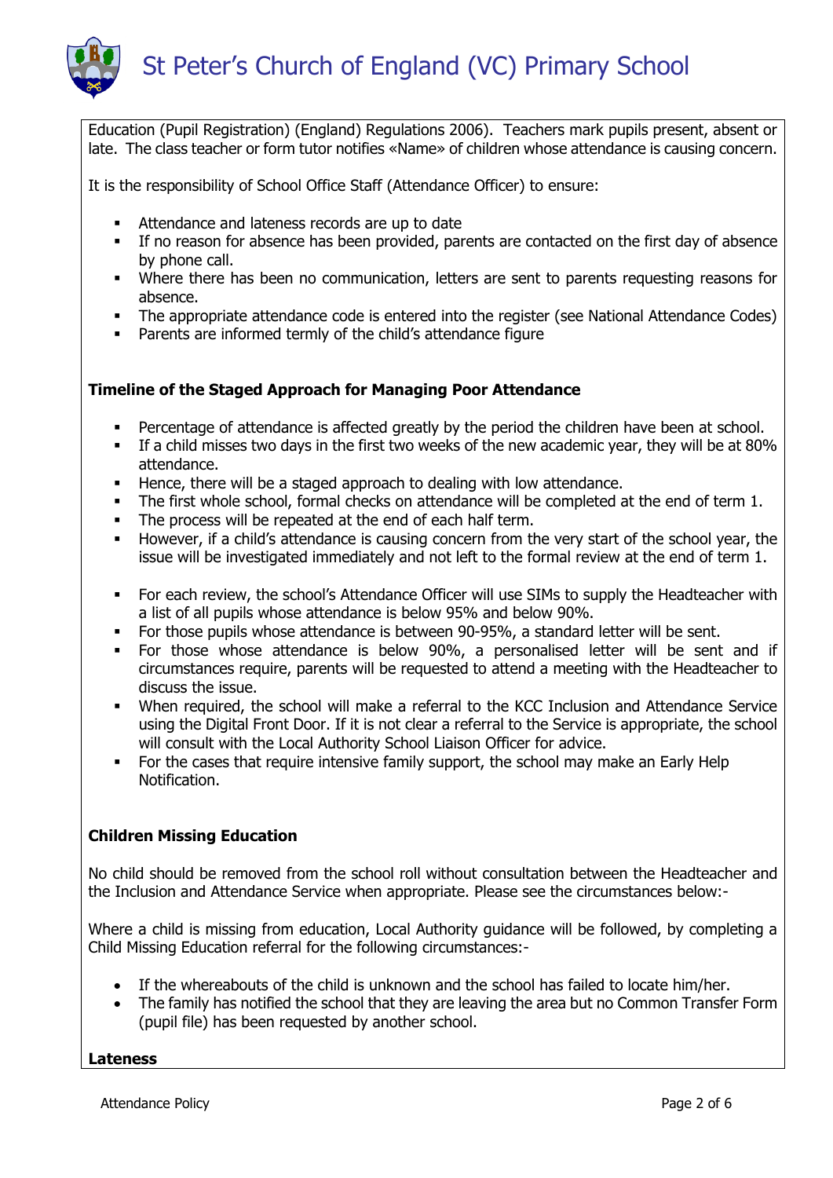Education (Pupil Registration) (England) Regulations 2006). Teachers mark pupils present, absent or late. The class teacher or form tutor notifies «Name» of children whose attendance is causing concern.

It is the responsibility of School Office Staff (Attendance Officer) to ensure:

- Attendance and lateness records are up to date
- If no reason for absence has been provided, parents are contacted on the first day of absence by phone call.
- Where there has been no communication, letters are sent to parents requesting reasons for absence.
- The appropriate attendance code is entered into the register (see National Attendance Codes)
- Parents are informed termly of the child's attendance figure

**Timeline of the Staged Approach for Managing Poor Attendance**

- Percentage of attendance is affected greatly by the period the children have been at school.
- If a child misses two days in the first two weeks of the new academic year, they will be at 80% attendance.
- Hence, there will be a staged approach to dealing with low attendance.
- The first whole school, formal checks on attendance will be completed at the end of term 1.
- The process will be repeated at the end of each half term.
- However, if a child's attendance is causing concern from the very start of the school year, the issue will be investigated immediately and not left to the formal review at the end of term 1.

- For each review, the school's Attendance Officer will use SIMs to supply the Headteacher with a list of all pupils whose attendance is below 95% and below 90%.
- For those pupils whose attendance is between 90-95%, a standard letter will be sent.
- For those whose attendance is below 90%, a personalised letter will be sent and if circumstances require, parents will be requested to attend a meeting with the Headteacher to discuss the issue.
- When required, the school will make a referral to the KCC Inclusion and Attendance Service using the Digital Front Door. If it is not clear a referral to the Service is appropriate, the school will consult with the Local Authority School Liaison Officer for advice.
- For the cases that require intensive family support, the school may make an Early Help Notification.

**Children Missing Education**

No child should be removed from the school roll without consultation between the Headteacher and the Inclusion and Attendance Service when appropriate. Please see the circumstances below:-

Where a child is missing from education, Local Authority guidance will be followed, by completing a Child Missing Education referral for the following circumstances:-

- If the whereabouts of the child is unknown and the school has failed to locate him/her.
- The family has notified the school that they are leaving the area but no Common Transfer Form (pupil file) has been requested by another school.

**Lateness**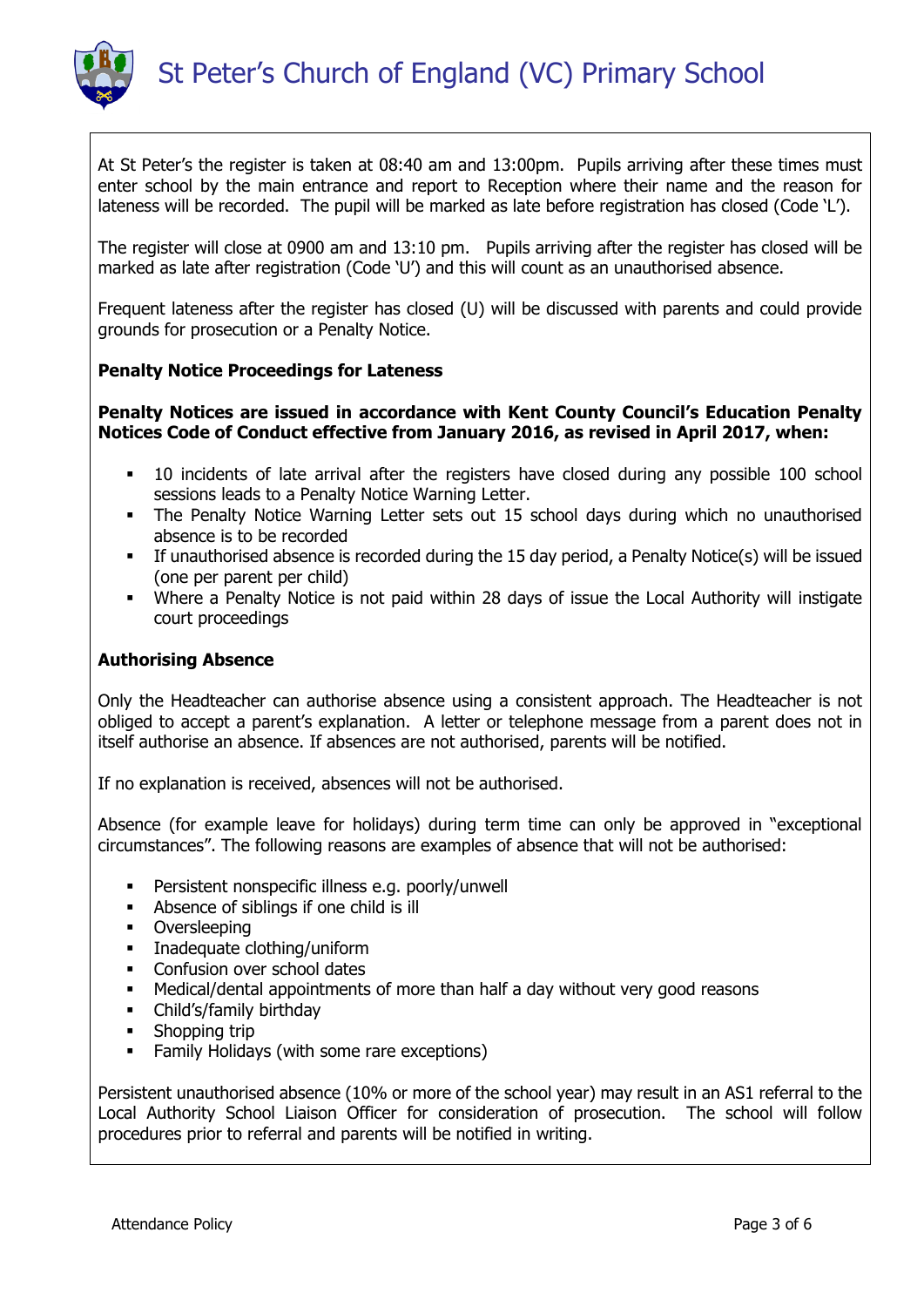At St Peter's the register is taken at 08:40 am and 13:00pm. Pupils arriving after these times must enter school by the main entrance and report to Reception where their name and the reason for lateness will be recorded. The pupil will be marked as late before registration has closed (Code 'L').

The register will close at 0900 am and 13:10 pm. Pupils arriving after the register has closed will be marked as late after registration (Code 'U') and this will count as an unauthorised absence.

Frequent lateness after the register has closed (U) will be discussed with parents and could provide grounds for prosecution or a Penalty Notice.

**Penalty Notice Proceedings for Lateness**

**Penalty Notices are issued in accordance with Kent County Council's Education Penalty Notices Code of Conduct effective from January 2016, as revised in April 2017, when:**

- 10 incidents of late arrival after the registers have closed during any possible 100 school sessions leads to a Penalty Notice Warning Letter.
- The Penalty Notice Warning Letter sets out 15 school days during which no unauthorised absence is to be recorded
- If unauthorised absence is recorded during the 15 day period, a Penalty Notice(s) will be issued (one per parent per child)
- Where a Penalty Notice is not paid within 28 days of issue the Local Authority will instigate court proceedings

**Authorising Absence**

Only the Headteacher can authorise absence using a consistent approach. The Headteacher is not obliged to accept a parent's explanation. A letter or telephone message from a parent does not in itself authorise an absence. If absences are not authorised, parents will be notified.

If no explanation is received, absences will not be authorised.

Absence (for example leave for holidays) during term time can only be approved in "exceptional circumstances". The following reasons are examples of absence that will not be authorised:

- Persistent nonspecific illness e.g. poorly/unwell
- Absence of siblings if one child is ill
- Oversleeping
- Inadequate clothing/uniform
- Confusion over school dates
- Medical/dental appointments of more than half a day without very good reasons
- Child's/family birthday
- Shopping trip
- Family Holidays (with some rare exceptions)

Persistent unauthorised absence (10% or more of the school year) may result in an AS1 referral to the Local Authority School Liaison Officer for consideration of prosecution. The school will follow procedures prior to referral and parents will be notified in writing.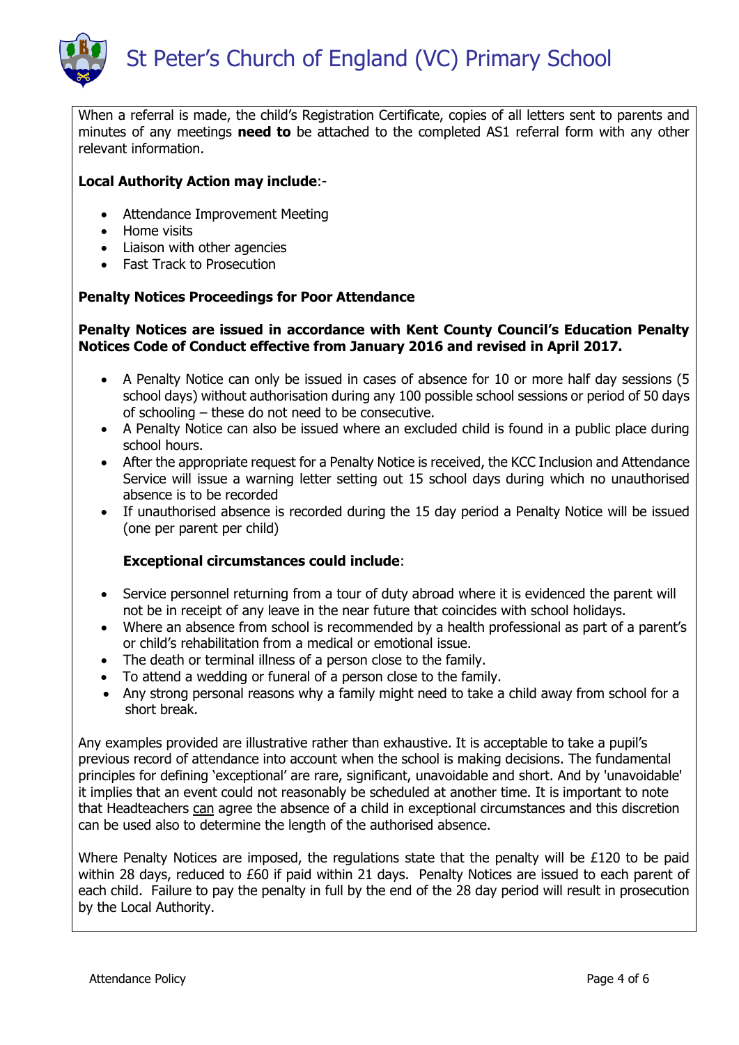When a referral is made, the child's Registration Certificate, copies of all letters sent to parents and minutes of any meetings **need to** be attached to the completed AS1 referral form with any other relevant information.

**Local Authority Action may include**:-

- Attendance Improvement Meeting
- Home visits
- Liaison with other agencies
- Fast Track to Prosecution

**Penalty Notices Proceedings for Poor Attendance**

**Penalty Notices are issued in accordance with Kent County Council's Education Penalty Notices Code of Conduct effective from January 2016 and revised in April 2017.**

- A Penalty Notice can only be issued in cases of absence for 10 or more half day sessions (5 school days) without authorisation during any 100 possible school sessions or period of 50 days of schooling – these do not need to be consecutive.
- A Penalty Notice can also be issued where an excluded child is found in a public place during school hours.
- After the appropriate request for a Penalty Notice is received, the KCC Inclusion and Attendance Service will issue a warning letter setting out 15 school days during which no unauthorised absence is to be recorded
- If unauthorised absence is recorded during the 15 day period a Penalty Notice will be issued (one per parent per child)

**Exceptional circumstances could include**:

- Service personnel returning from a tour of duty abroad where it is evidenced the parent will not be in receipt of any leave in the near future that coincides with school holidays.
- Where an absence from school is recommended by a health professional as part of a parent's or child's rehabilitation from a medical or emotional issue.
- The death or terminal illness of a person close to the family.
- To attend a wedding or funeral of a person close to the family.
- Any strong personal reasons why a family might need to take a child away from school for a short break.

Any examples provided are illustrative rather than exhaustive. It is acceptable to take a pupil's previous record of attendance into account when the school is making decisions. The fundamental principles for defining 'exceptional' are rare, significant, unavoidable and short. And by 'unavoidable' it implies that an event could not reasonably be scheduled at another time. It is important to note that Headteachers can agree the absence of a child in exceptional circumstances and this discretion can be used also to determine the length of the authorised absence.

Where Penalty Notices are imposed, the regulations state that the penalty will be £120 to be paid within 28 days, reduced to £60 if paid within 21 days. Penalty Notices are issued to each parent of each child. Failure to pay the penalty in full by the end of the 28 day period will result in prosecution by the Local Authority.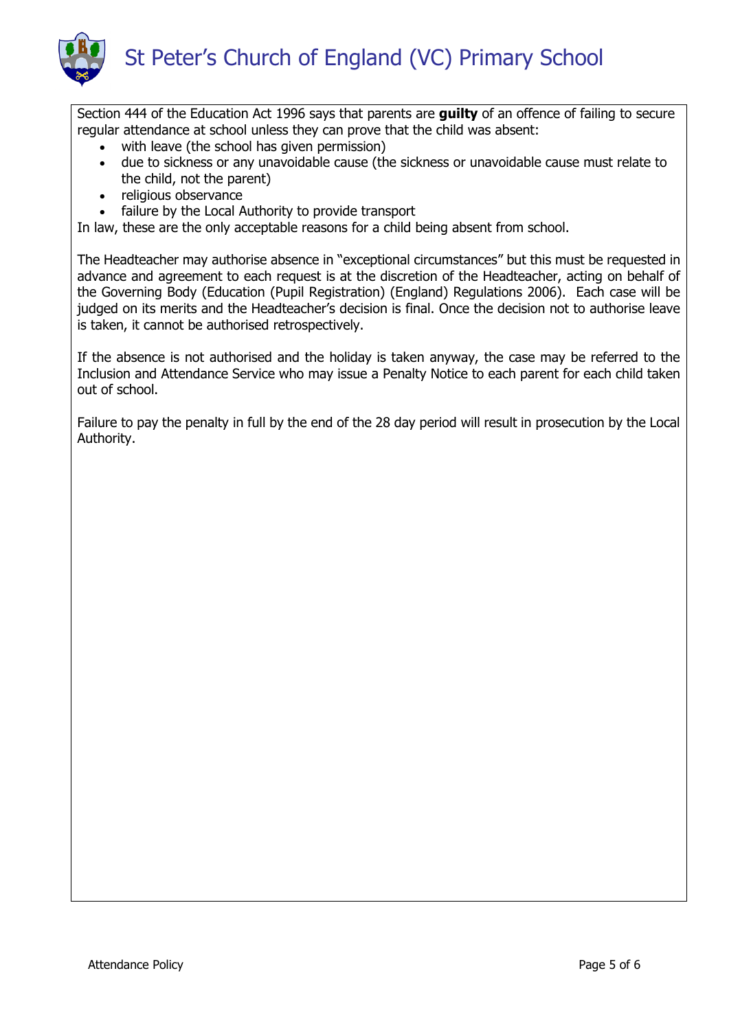Section 444 of the Education Act 1996 says that parents are **guilty** of an offence of failing to secure regular attendance at school unless they can prove that the child was absent:

- with leave (the school has given permission)
- due to sickness or any unavoidable cause (the sickness or unavoidable cause must relate to the child, not the parent)
- religious observance
- failure by the Local Authority to provide transport

In law, these are the only acceptable reasons for a child being absent from school.

The Headteacher may authorise absence in "exceptional circumstances" but this must be requested in advance and agreement to each request is at the discretion of the Headteacher, acting on behalf of the Governing Body (Education (Pupil Registration) (England) Regulations 2006). Each case will be judged on its merits and the Headteacher's decision is final. Once the decision not to authorise leave is taken, it cannot be authorised retrospectively.

If the absence is not authorised and the holiday is taken anyway, the case may be referred to the Inclusion and Attendance Service who may issue a Penalty Notice to each parent for each child taken out of school.

Failure to pay the penalty in full by the end of the 28 day period will result in prosecution by the Local Authority.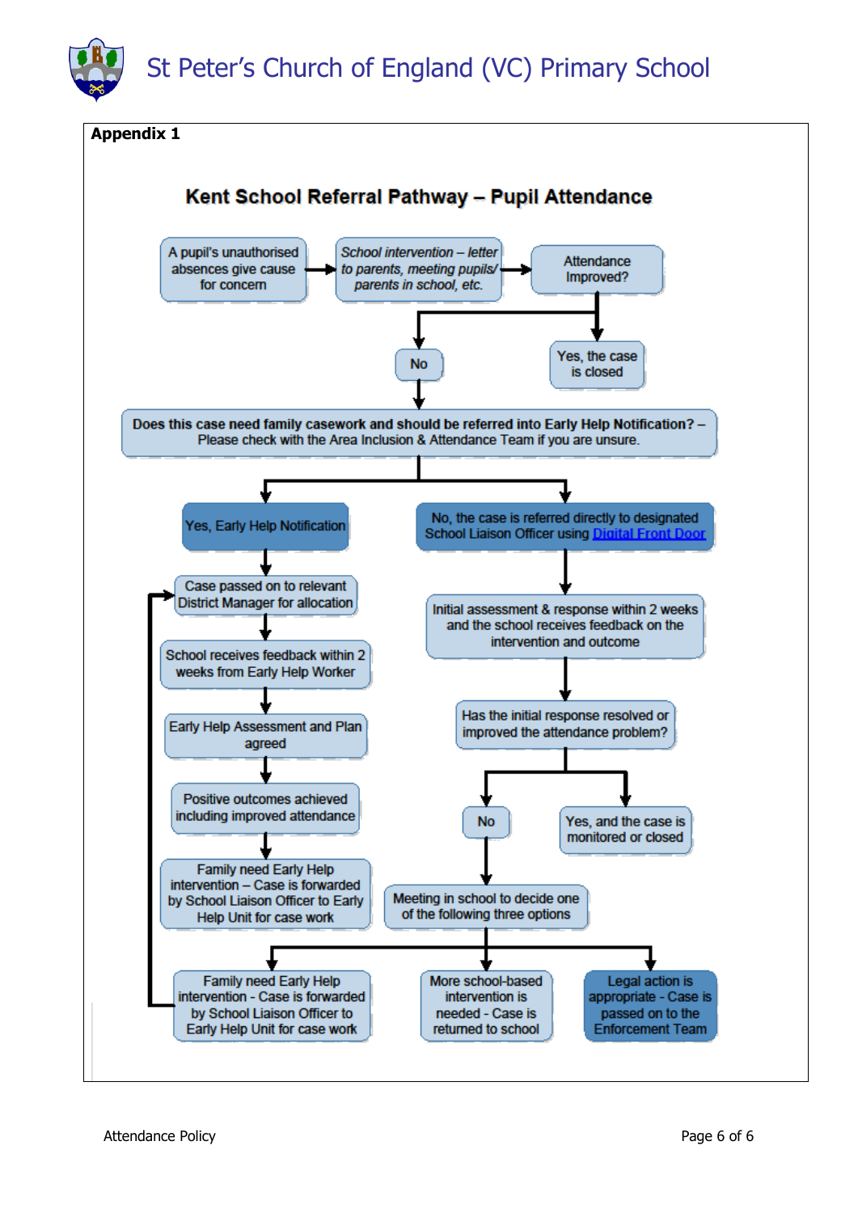## Appendix 1

### Kent School Referral Pathway – Pupil Attendance

A pupil's unauthorised absences give cause for concern

*School intervention – letter to parents, meeting pupils/ parents in school, etc.*

Attendance Improved?

No

Yes, the case is closed

**Does this case need family casework and should be referred into Early Help Notification? –** Please check with the Area Inclusion & Attendance Team if you are unsure.

Yes, Early Help Notification

Case passed on to relevant District Manager for allocation

School receives feedback within 2 weeks from Early Help Worker

Early Help Assessment and Plan agreed

Positive outcomes achieved including improved attendance

Family need Early Help intervention – Case is forwarded by School Liaison Officer to Early Help Unit for case work

No, the case is referred directly to designated School Liaison Officer using Digital Front Door

Initial assessment & response within 2 weeks and the school receives feedback on the intervention and outcome

Has the initial response resolved or improved the attendance problem?

No

Yes, and the case is monitored or closed

Meeting in school to decide one of the following three options

Family need Early Help intervention - Case is forwarded by School Liaison Officer to Early Help Unit for case work

More school-based intervention is needed - Case is returned to school

Legal action is appropriate - Case is passed on to the Enforcement Team